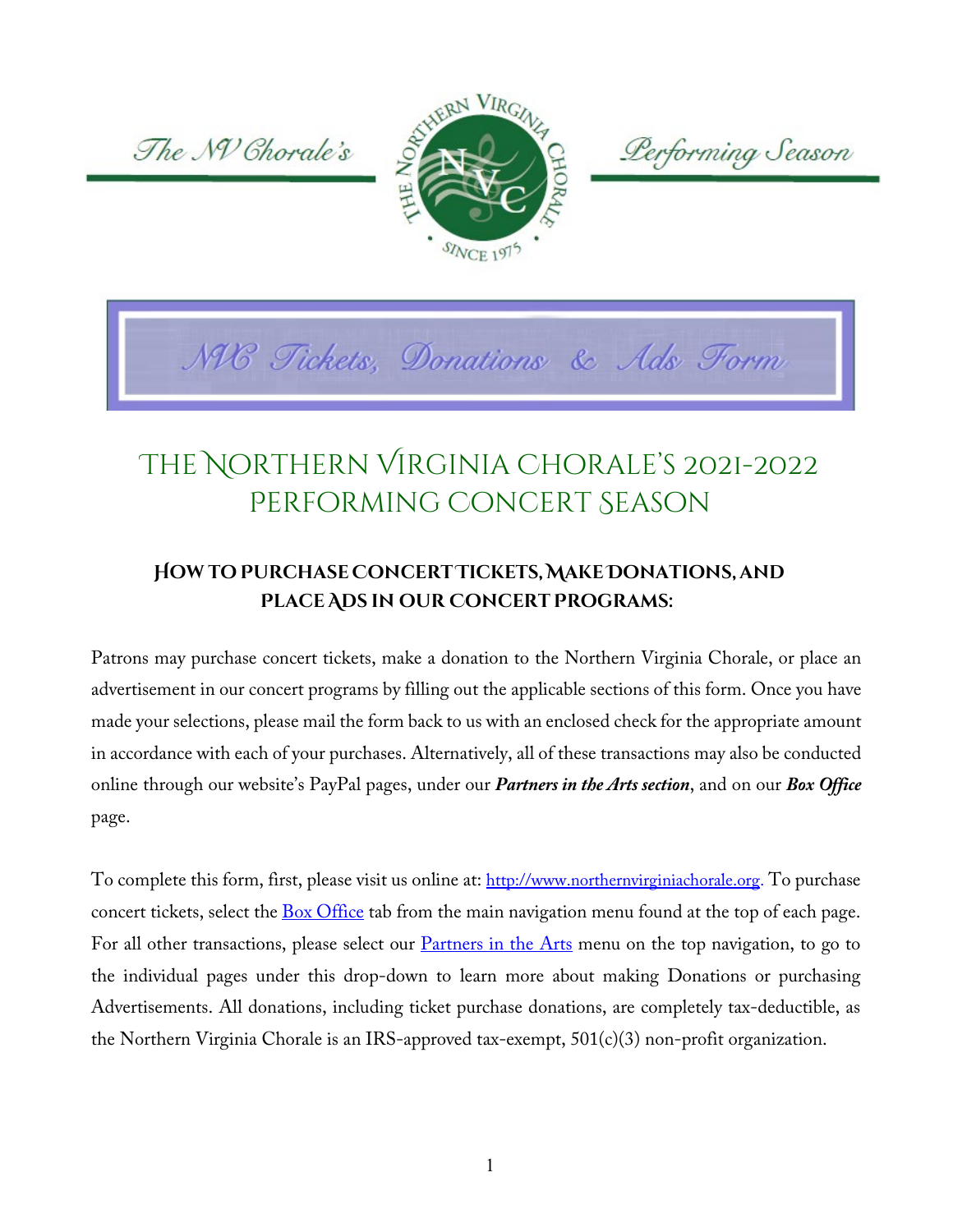The NV Chorale's Performing Season

THE NORTHERN VIRGINIA CHORALE · SINCE 1975

NVC Tickets, Donations & Ads Form

# The Northern Virginia Chorale's 2021-2022 Performing Concert Season

## How to Purchase Concert Tickets, Make Donations, and Place Ads in Our Concert Programs:

Patrons may purchase concert tickets, make a donation to the Northern Virginia Chorale, or place an advertisement in our concert programs by filling out the applicable sections of this form. Once you have made your selections, please mail the form back to us with an enclosed check for the appropriate amount in accordance with each of your purchases. Alternatively, all of these transactions may also be conducted online through our website's PayPal pages, under our ***Partners in the Arts section***, and on our ***Box Office*** page.

To complete this form, first, please visit us online at: [http://www.northernvirginiachorale.org](http://www.northernvirginiachorale.org). To purchase concert tickets, select the Box Office tab from the main navigation menu found at the top of each page. For all other transactions, please select our Partners in the Arts menu on the top navigation, to go to the individual pages under this drop-down to learn more about making Donations or purchasing Advertisements. All donations, including ticket purchase donations, are completely tax-deductible, as the Northern Virginia Chorale is an IRS-approved tax-exempt, 501(c)(3) non-profit organization.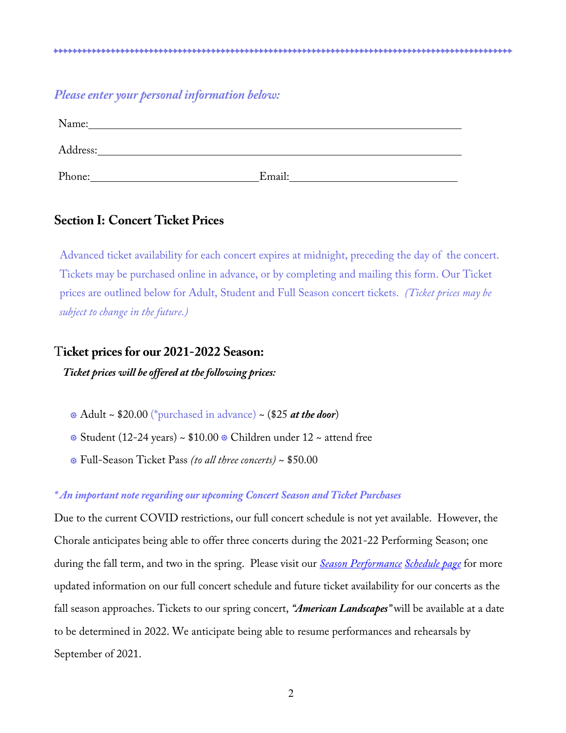*Please enter your personal information below:*

Name:\_\_\_\_\_\_\_\_\_\_\_\_\_\_\_\_\_\_\_\_\_\_\_\_\_\_\_\_\_\_\_\_\_\_\_\_\_\_\_\_\_\_\_\_\_\_\_\_\_\_\_\_\_\_\_\_

Address:\_\_\_\_\_\_\_\_\_\_\_\_\_\_\_\_\_\_\_\_\_\_\_\_\_\_\_\_\_\_\_\_\_\_\_\_\_\_\_\_\_\_\_\_\_\_\_\_\_\_\_\_\_\_\_

Phone:\_\_\_\_\_\_\_\_\_\_\_\_\_\_\_\_\_\_\_\_\_\_\_\_\_\_ Email:\_\_\_\_\_\_\_\_\_\_\_\_\_\_\_\_\_\_\_\_\_\_\_\_\_\_

## Section I: Concert Ticket Prices

Advanced ticket availability for each concert expires at midnight, preceding the day of the concert. Tickets may be purchased online in advance, or by completing and mailing this form. Our Ticket prices are outlined below for Adult, Student and Full Season concert tickets. *(Ticket prices may be subject to change in the future.)*

## Ticket prices for our 2021-2022 Season:

***Ticket prices will be offered at the following prices:***

- Adult ~ $20.00 (*purchased in advance) ~ ($25 ***at the door***)
- Student (12-24 years) ~ $10.00 ❁ Children under 12 ~ attend free
- Full-Season Ticket Pass *(to all three concerts)* ~ $50.00

***\* An important note regarding our upcoming Concert Season and Ticket Purchases***

Due to the current COVID restrictions, our full concert schedule is not yet available. However, the Chorale anticipates being able to offer three concerts during the 2021-22 Performing Season; one during the fall term, and two in the spring. Please visit our *Season Performance Schedule page* for more updated information on our full concert schedule and future ticket availability for our concerts as the fall season approaches. Tickets to our spring concert, ***"American Landscapes"*** will be available at a date to be determined in 2022. We anticipate being able to resume performances and rehearsals by September of 2021.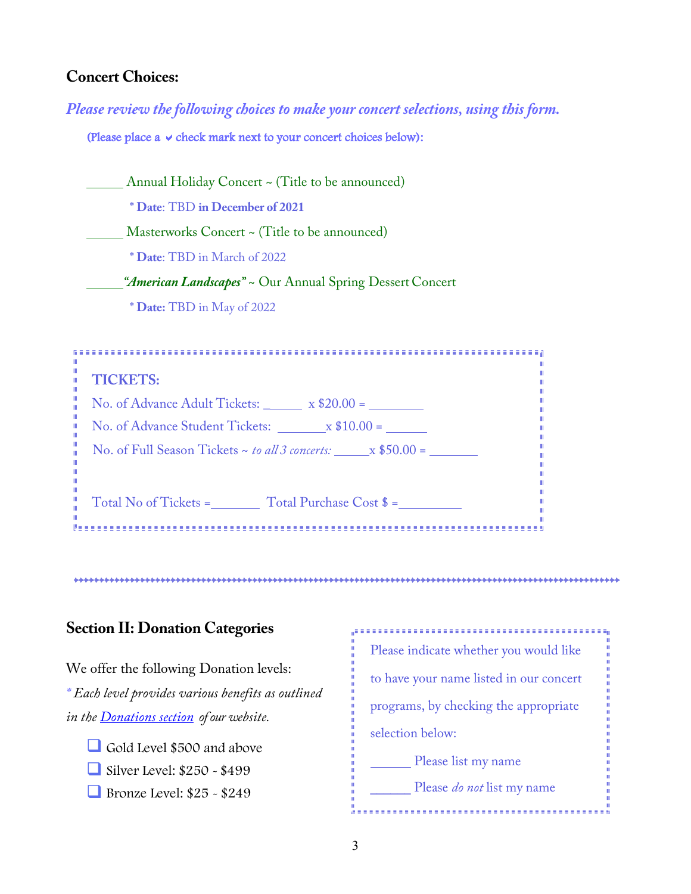## Concert Choices:

***Please review the following choices to make your concert selections, using this form.***

(Please place a ✔ check mark next to your concert choices below):

_____ Annual Holiday Concert ~ (Title to be announced)

\* **Date**: TBD **in December of 2021**

_____ Masterworks Concert ~ (Title to be announced)

\* **Date**: TBD in March of 2022

_____ ***"American Landscapes"*** ~ Our Annual Spring Dessert Concert

\* **Date:** TBD in May of 2022

**TICKETS:**

No. of Advance Adult Tickets: ______ x $20.00 = ________

No. of Advance Student Tickets: _______x $10.00 = ______

No. of Full Season Tickets ~ *to all 3 concerts:* _____x $50.00 = _______

Total No of Tickets =_______ Total Purchase Cost $ =_________

## Section II: Donation Categories

We offer the following Donation levels:

\* *Each level provides various benefits as outlined in the Donations section of our website.*

- ❑ Gold Level $500 and above
- ❑ Silver Level: $250 - $499
- ❑ Bronze Level: $25 - $249

Please indicate whether you would like to have your name listed in our concert programs, by checking the appropriate selection below:

______ Please list my name

______ Please *do not* list my name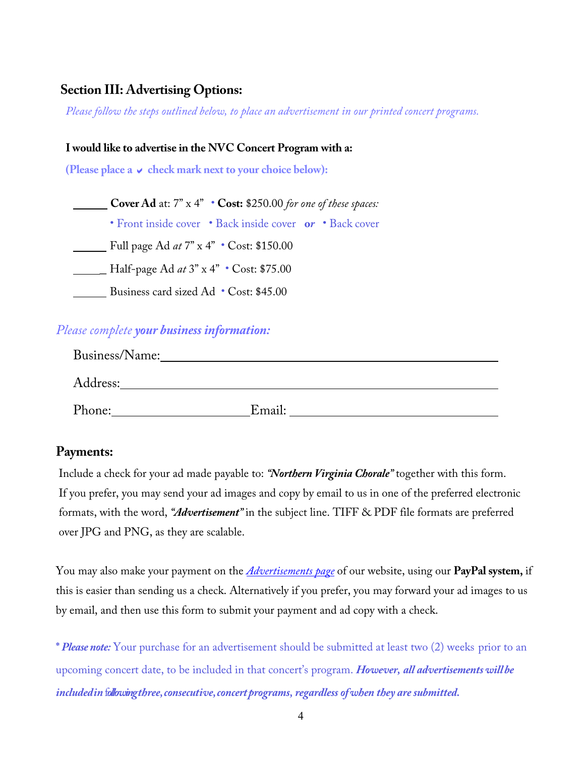## Section III: Advertising Options:

*Please follow the steps outlined below, to place an advertisement in our printed concert programs.*

**I would like to advertise in the NVC Concert Program with a:**

**(Please place a ✔ check mark next to your choice below):**

______ **Cover Ad** at: 7" x 4" • **Cost:** $250.00 *for one of these spaces:*

• Front inside cover • Back inside cover ***or*** • Back cover

______ Full page Ad *at* 7" x 4" • Cost: $150.00

______ Half-page Ad *at* 3" x 4" • Cost: $75.00

______ Business card sized Ad • Cost: $45.00

*Please complete* ***your business information:***

Business/Name: ______________________________________________

Address: ______________________________________________

Phone: ____________________ Email: ____________________________

## Payments:

Include a check for your ad made payable to: ***"Northern Virginia Chorale"*** together with this form. If you prefer, you may send your ad images and copy by email to us in one of the preferred electronic formats, with the word, ***"Advertisement"*** in the subject line. TIFF & PDF file formats are preferred over JPG and PNG, as they are scalable.

You may also make your payment on the *Advertisements page* of our website, using our **PayPal system,** if this is easier than sending us a check. Alternatively if you prefer, you may forward your ad images to us by email, and then use this form to submit your payment and ad copy with a check.

* ***Please note:*** Your purchase for an advertisement should be submitted at least two (2) weeks prior to an upcoming concert date, to be included in that concert's program. ***However, all advertisements will be included in following three, consecutive, concert programs, regardless of when they are submitted.***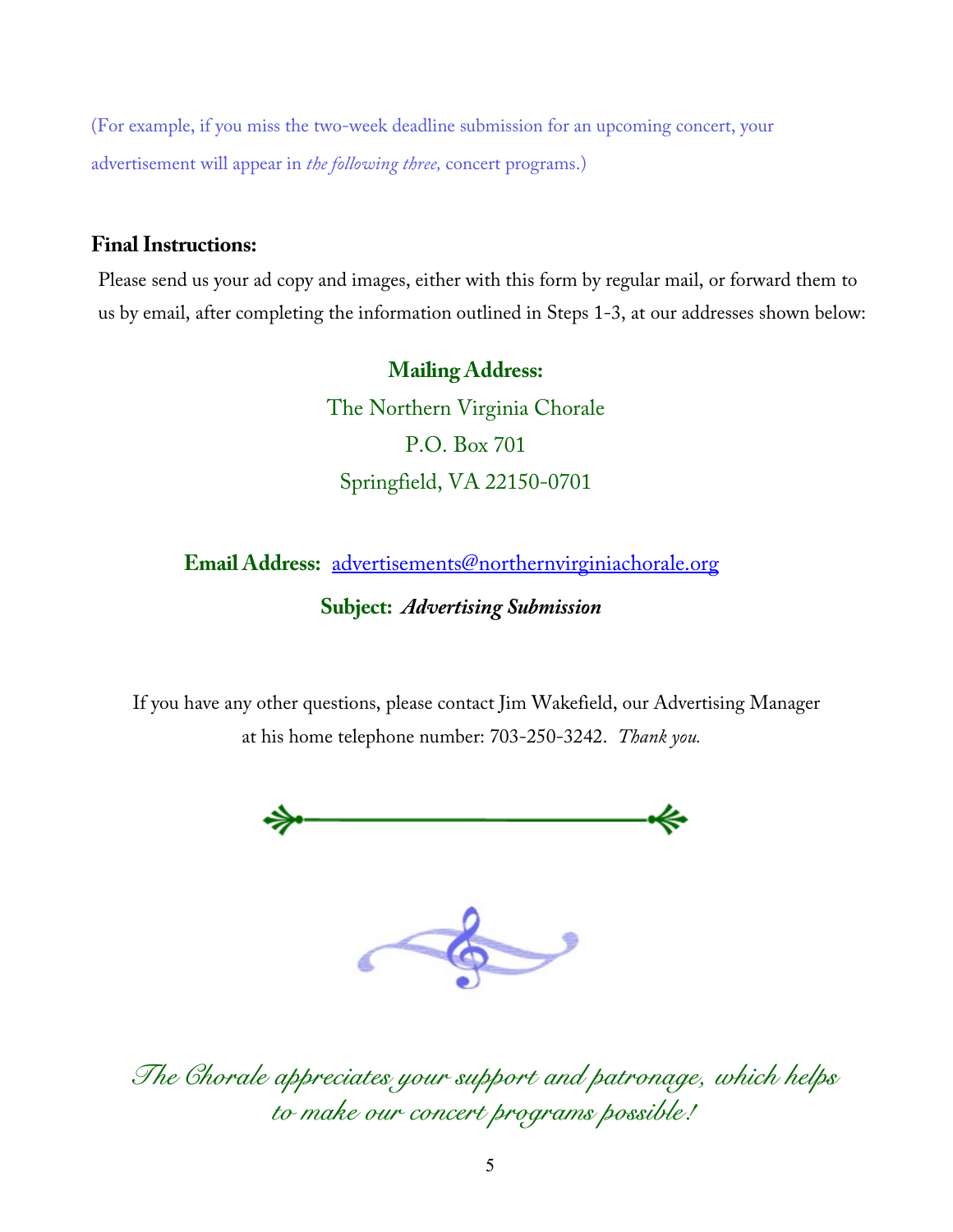(For example, if you miss the two-week deadline submission for an upcoming concert, your advertisement will appear in *the following three,* concert programs.)

**Final Instructions:**

Please send us your ad copy and images, either with this form by regular mail, or forward them to us by email, after completing the information outlined in Steps 1-3, at our addresses shown below:

**Mailing Address:**
The Northern Virginia Chorale
P.O. Box 701
Springfield, VA 22150-0701

**Email Address:** advertisements@northernvirginiachorale.org

**Subject:** ***Advertising Submission***

If you have any other questions, please contact Jim Wakefield, our Advertising Manager at his home telephone number: 703-250-3242. *Thank you.*

*The Chorale appreciates your support and patronage, which helps to make our concert programs possible!*